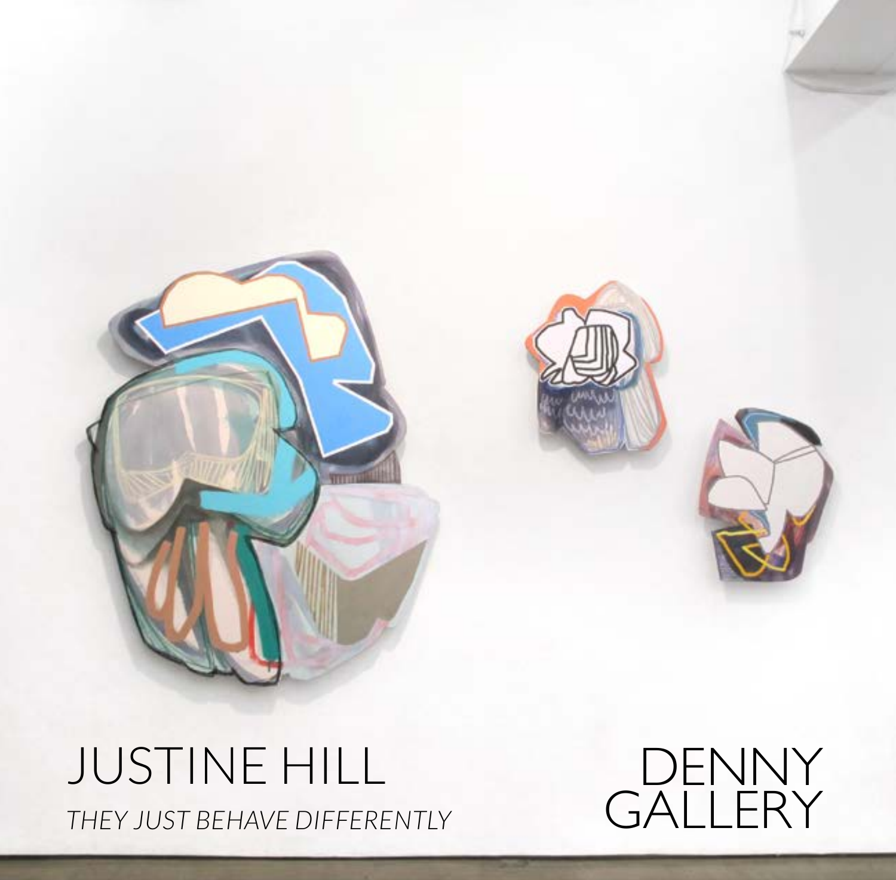# JUSTINE HILL

*THEY JUST BEHAVE DIFFERENTLY*

DENNY GALLERY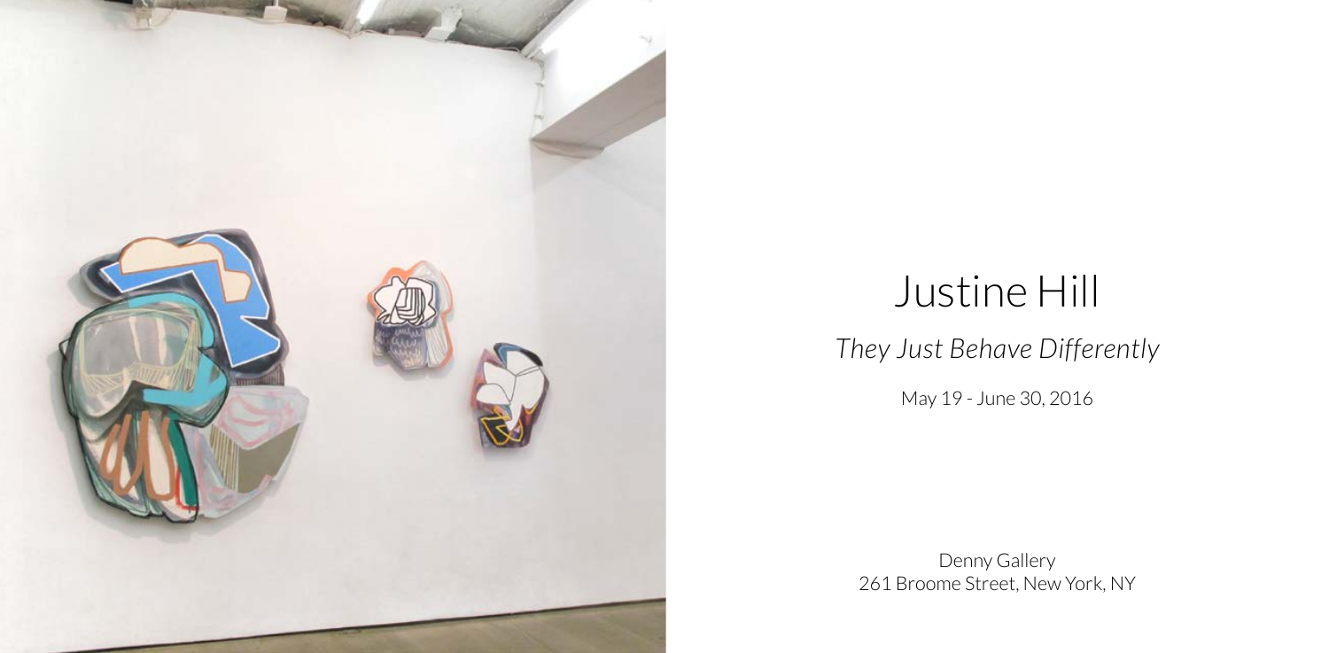# Justine Hill

*They Just Behave Differently*

May 19 - June 30, 2016

Denny Gallery
261 Broome Street, New York, NY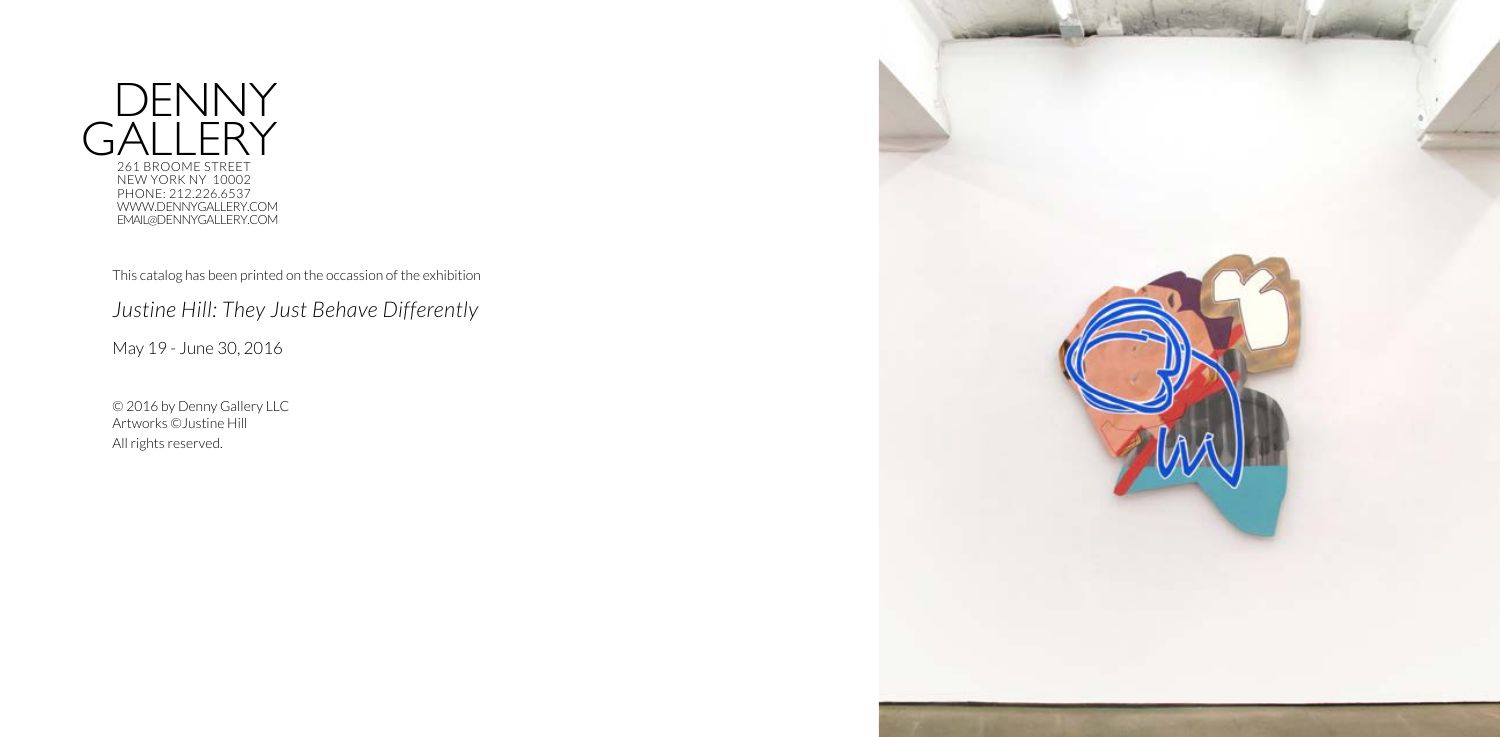DENNY
GALLERY
261 BROOME STREET
NEW YORK NY 10002
PHONE: 212.226.6537
WWW.DENNYGALLERY.COM
EMAIL@DENNYGALLERY.COM

This catalog has been printed on the occassion of the exhibition

*Justine Hill: They Just Behave Differently*

May 19 - June 30, 2016

© 2016 by Denny Gallery LLC
Artworks ©Justine Hill
All rights reserved.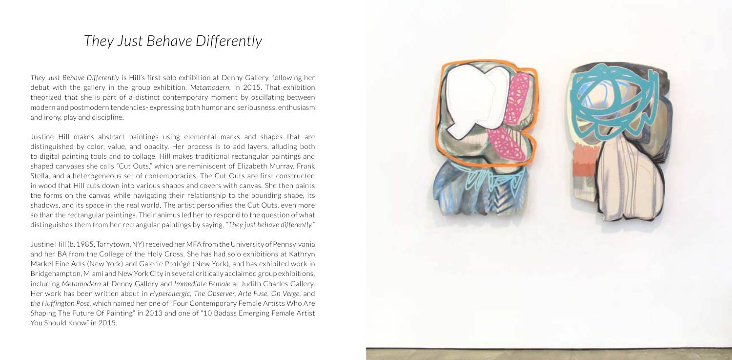# *They Just Behave Differently*

*They Just Behave Differently* is Hill's first solo exhibition at Denny Gallery, following her debut with the gallery in the group exhibition, *Metamodern*, in 2015. That exhibition theorized that she is part of a distinct contemporary moment by oscillating between modern and postmodern tendencies- expressing both humor and seriousness, enthusiasm and irony, play and discipline.

Justine Hill makes abstract paintings using elemental marks and shapes that are distinguished by color, value, and opacity. Her process is to add layers, alluding both to digital painting tools and to collage. Hill makes traditional rectangular paintings and shaped canvases she calls "Cut Outs," which are reminiscent of Elizabeth Murray, Frank Stella, and a heterogeneous set of contemporaries. The Cut Outs are first constructed in wood that Hill cuts down into various shapes and covers with canvas. She then paints the forms on the canvas while navigating their relationship to the bounding shape, its shadows, and its space in the real world. The artist personifies the Cut Outs, even more so than the rectangular paintings. Their animus led her to respond to the question of what distinguishes them from her rectangular paintings by saying, *"They just behave differently."*

Justine Hill (b. 1985, Tarrytown, NY) received her MFA from the University of Pennsylvania and her BA from the College of the Holy Cross. She has had solo exhibitions at Kathryn Markel Fine Arts (New York) and Galerie Protégé (New York), and has exhibited work in Bridgehampton, Miami and New York City in several critically acclaimed group exhibitions, including *Metamodern* at Denny Gallery and *Immediate Female* at Judith Charles Gallery. Her work has been written about in *Hyperallergic, The Observer, Arte Fuse, On Verge,* and *the Huffington Post*, which named her one of "Four Contemporary Female Artists Who Are Shaping The Future Of Painting" in 2013 and one of "10 Badass Emerging Female Artist You Should Know" in 2015.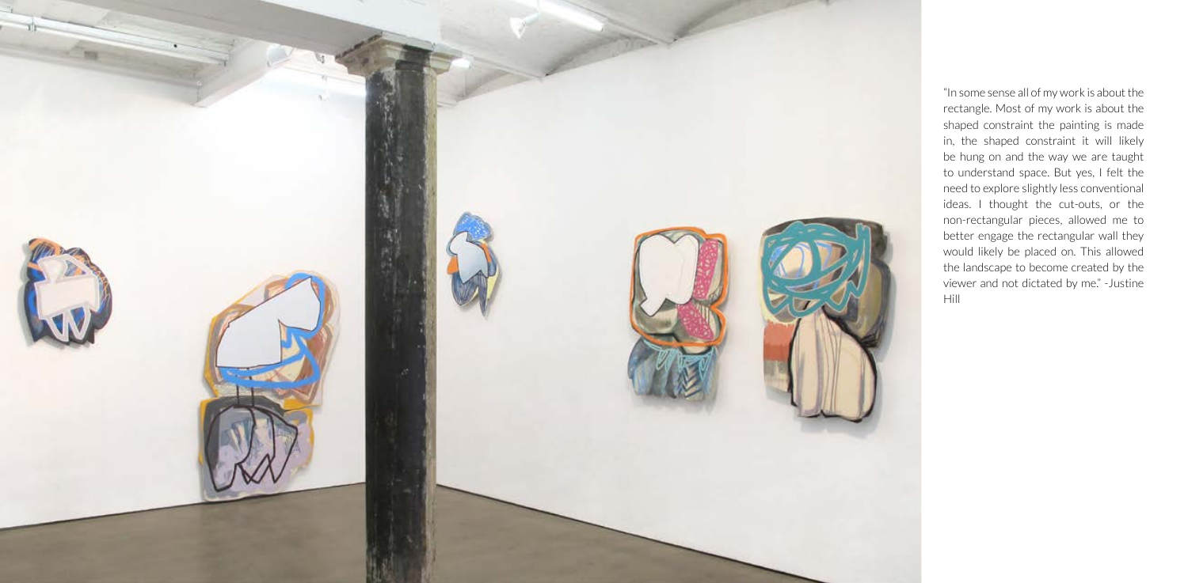"In some sense all of my work is about the rectangle. Most of my work is about the shaped constraint the painting is made in, the shaped constraint it will likely be hung on and the way we are taught to understand space. But yes, I felt the need to explore slightly less conventional ideas. I thought the cut-outs, or the non-rectangular pieces, allowed me to better engage the rectangular wall they would likely be placed on. This allowed the landscape to become created by the viewer and not dictated by me." -Justine Hill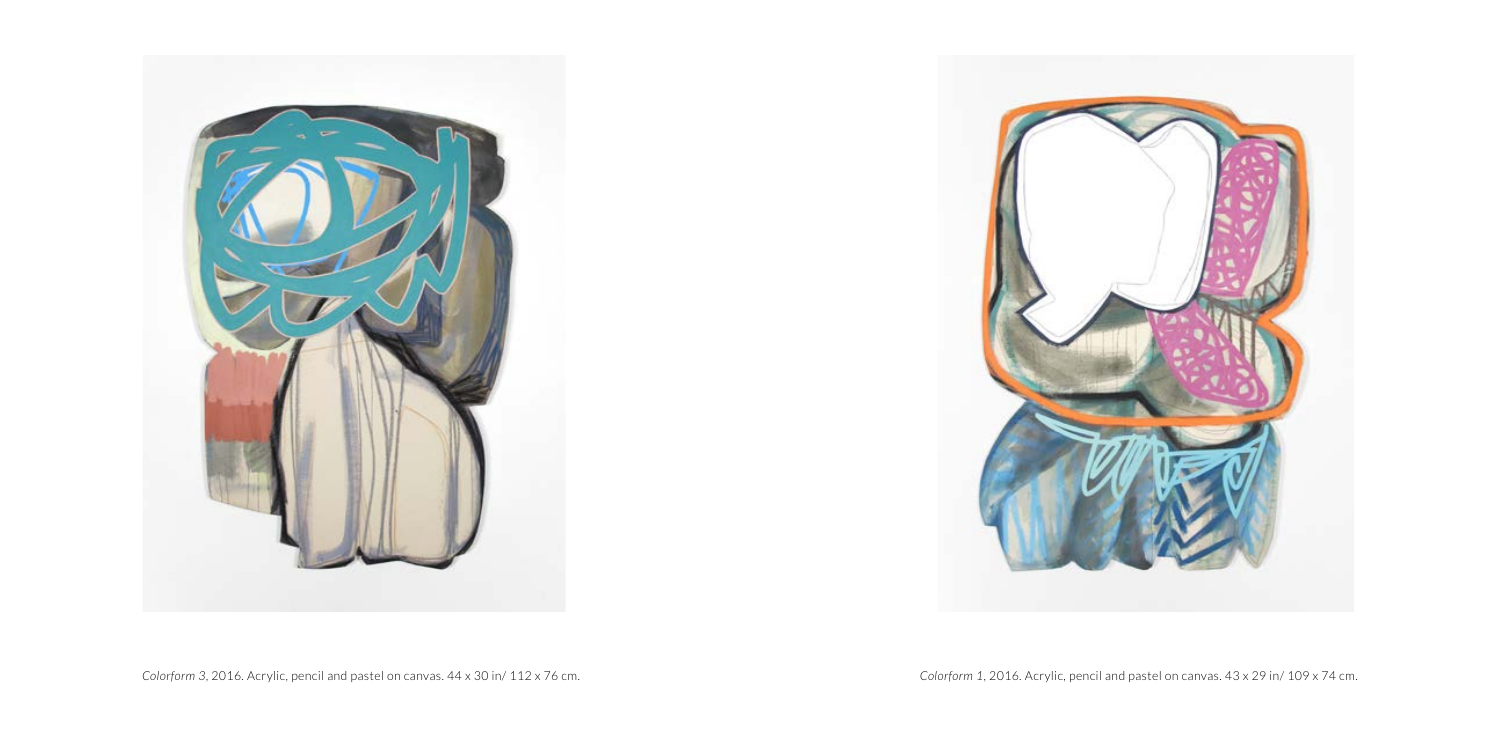*Colorform 3*, 2016. Acrylic, pencil and pastel on canvas. 44 x 30 in/ 112 x 76 cm.

*Colorform 1*, 2016. Acrylic, pencil and pastel on canvas. 43 x 29 in/ 109 x 74 cm.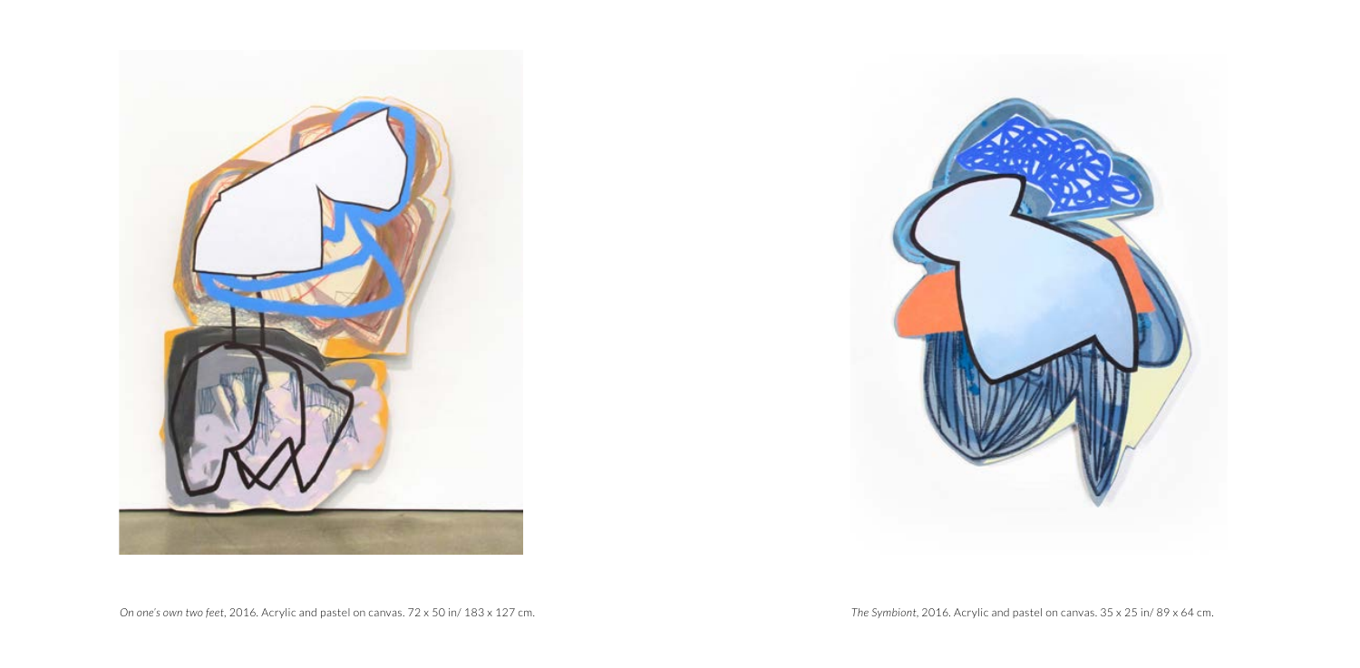*On one's own two feet*, 2016. Acrylic and pastel on canvas. 72 x 50 in/ 183 x 127 cm.

*The Symbiont*, 2016. Acrylic and pastel on canvas. 35 x 25 in/ 89 x 64 cm.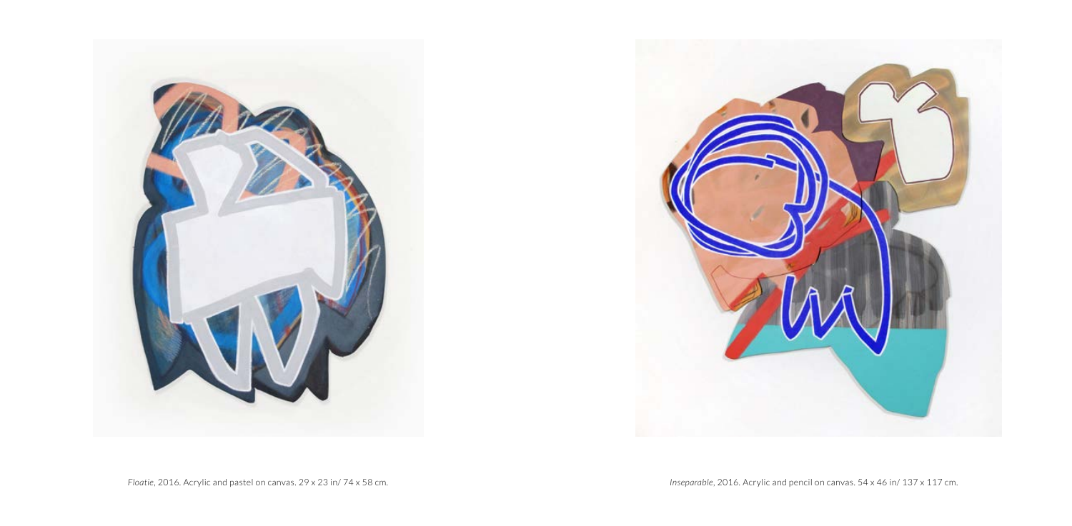*Floatie*, 2016. Acrylic and pastel on canvas. 29 x 23 in/ 74 x 58 cm.

*Inseparable*, 2016. Acrylic and pencil on canvas. 54 x 46 in/ 137 x 117 cm.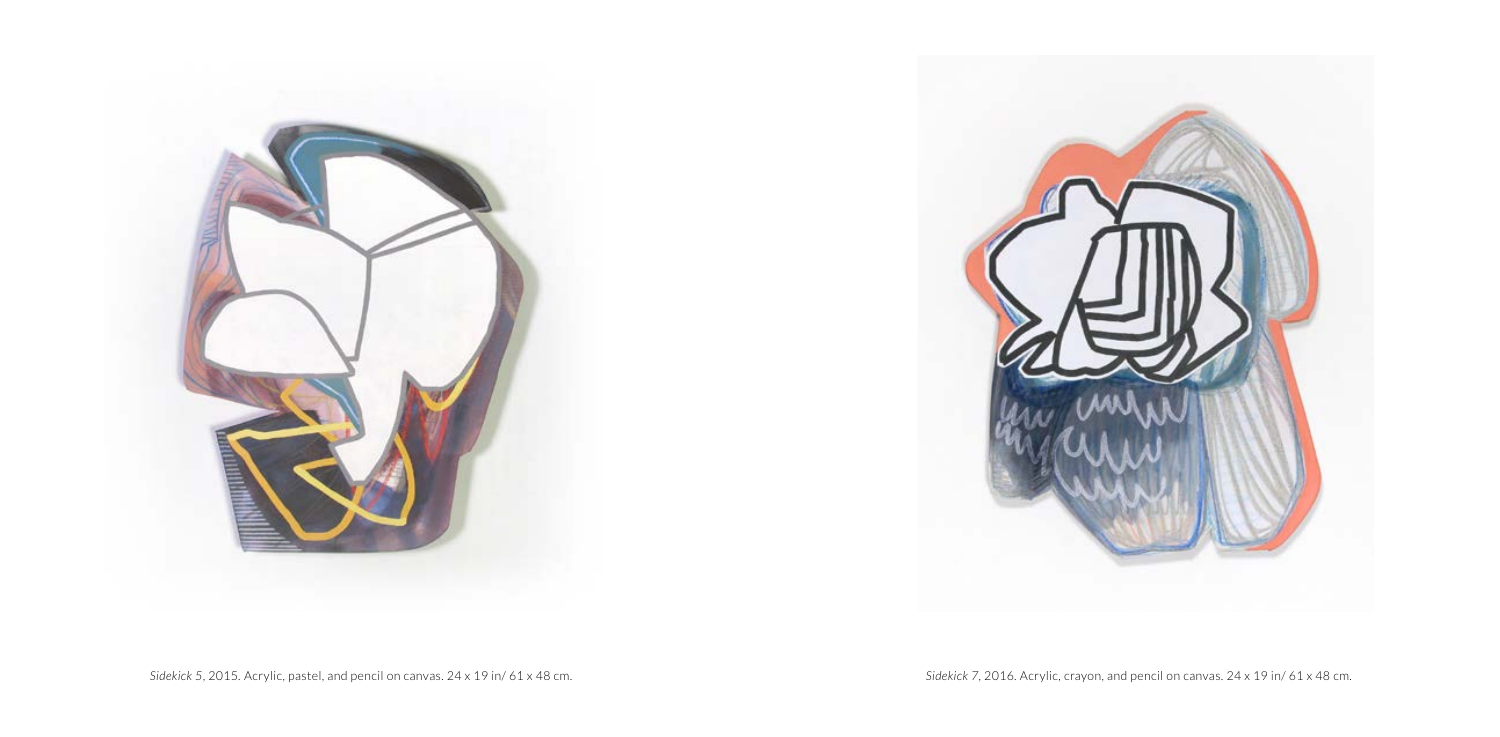*Sidekick 5*, 2015. Acrylic, pastel, and pencil on canvas. 24 x 19 in/ 61 x 48 cm.

*Sidekick 7*, 2016. Acrylic, crayon, and pencil on canvas. 24 x 19 in/ 61 x 48 cm.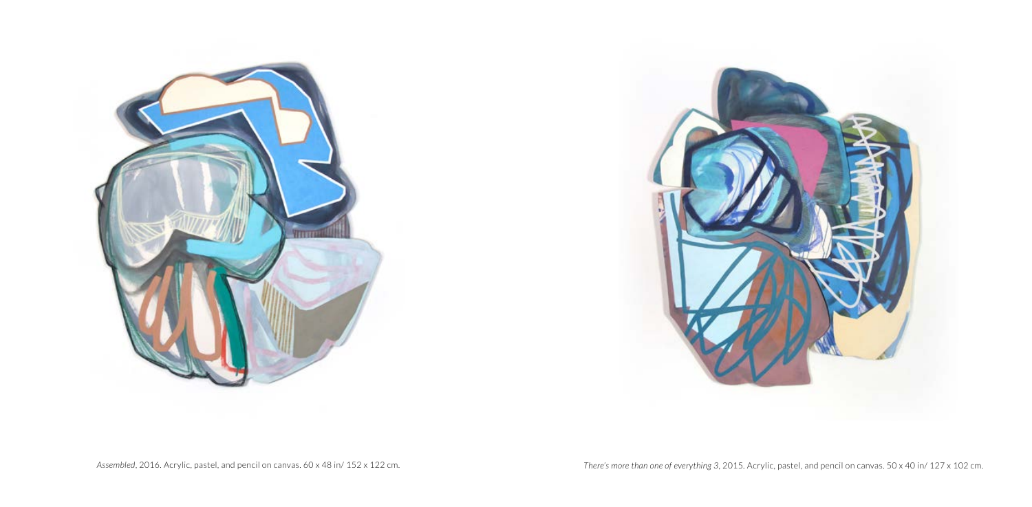*Assembled*, 2016. Acrylic, pastel, and pencil on canvas. 60 x 48 in/ 152 x 122 cm.

*There's more than one of everything 3*, 2015. Acrylic, pastel, and pencil on canvas. 50 x 40 in/ 127 x 102 cm.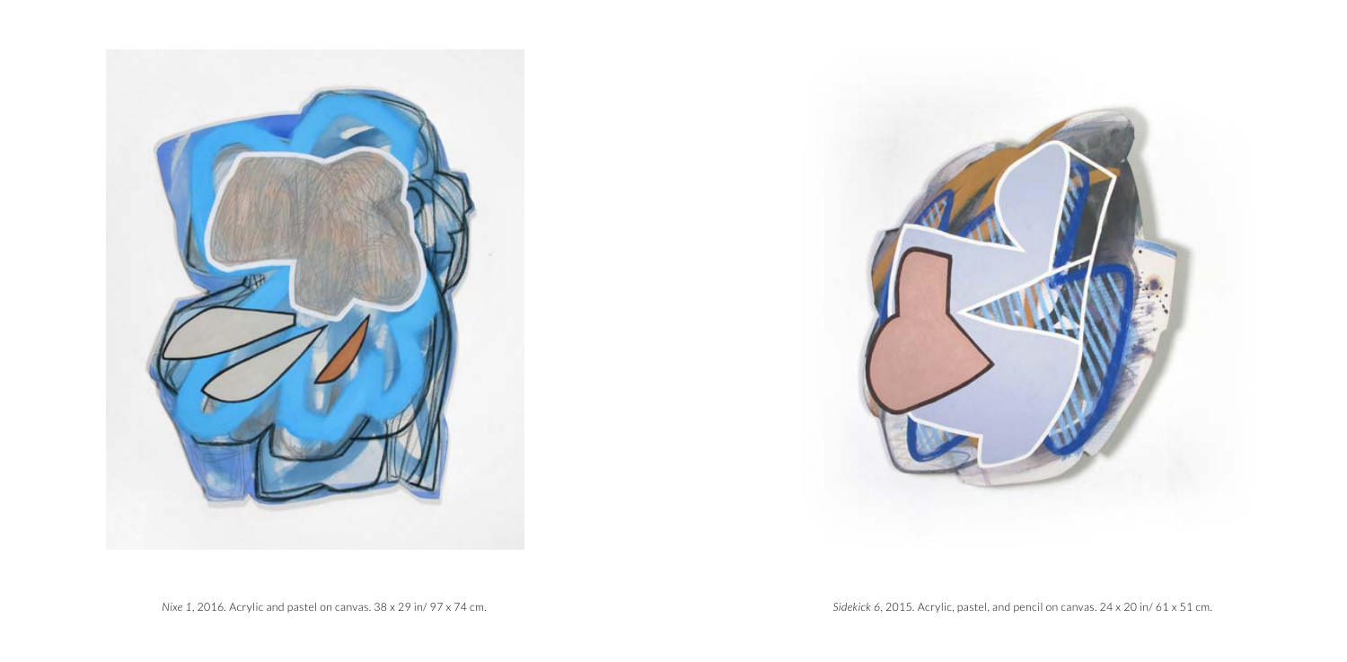*Nixe 1*, 2016. Acrylic and pastel on canvas. 38 x 29 in/ 97 x 74 cm.

*Sidekick 6*, 2015. Acrylic, pastel, and pencil on canvas. 24 x 20 in/ 61 x 51 cm.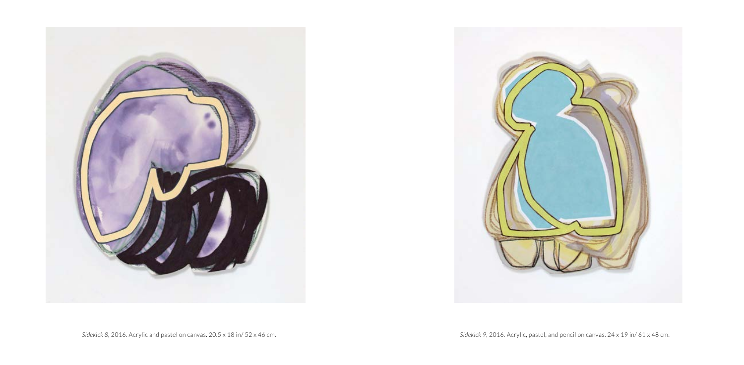*Sidekick 8*, 2016. Acrylic and pastel on canvas. 20.5 x 18 in/ 52 x 46 cm.

*Sidekick 9*, 2016. Acrylic, pastel, and pencil on canvas. 24 x 19 in/ 61 x 48 cm.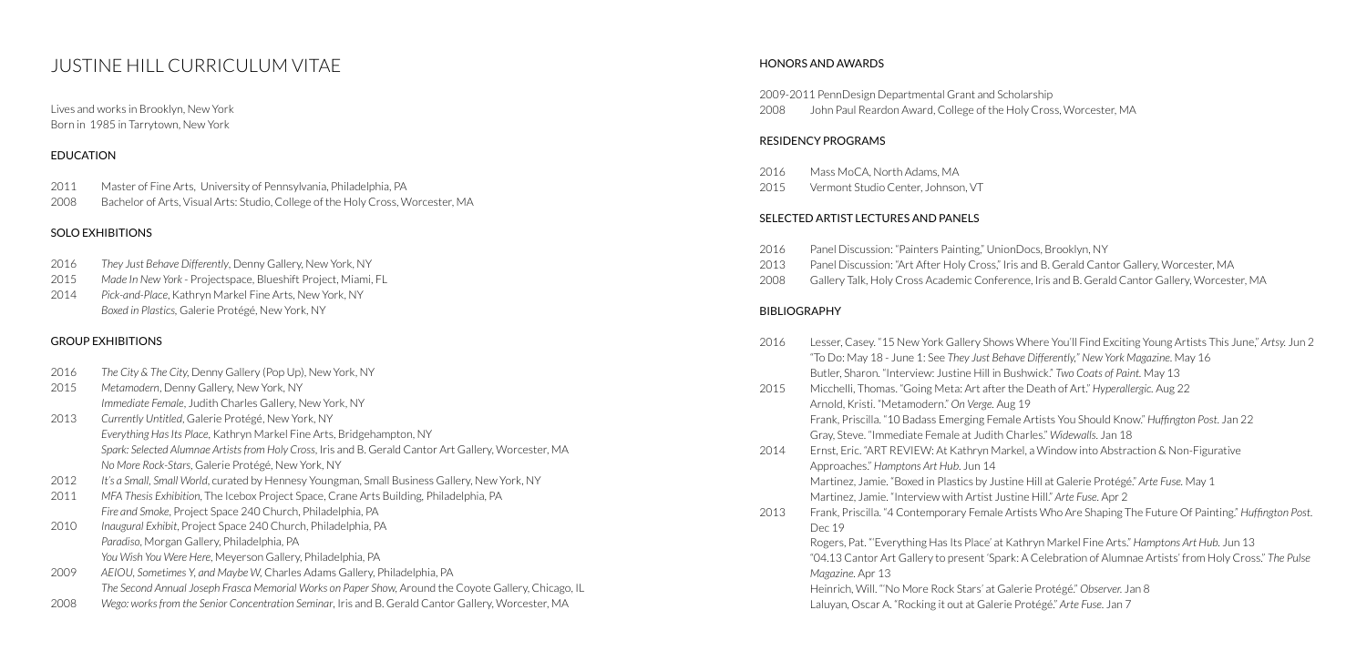# JUSTINE HILL CURRICULUM VITAE

Lives and works in Brooklyn, New York
Born in 1985 in Tarrytown, New York

## EDUCATION

2011 Master of Fine Arts, University of Pennsylvania, Philadelphia, PA
2008 Bachelor of Arts, Visual Arts: Studio, College of the Holy Cross, Worcester, MA

## SOLO EXHIBITIONS

2016 *They Just Behave Differently*, Denny Gallery, New York, NY
2015 *Made In New York* - Projectspace, Blueshift Project, Miami, FL
2014 *Pick-and-Place*, Kathryn Markel Fine Arts, New York, NY
*Boxed in Plastics*, Galerie Protégé, New York, NY

## GROUP EXHIBITIONS

2016 *The City & The City*, Denny Gallery (Pop Up), New York, NY
2015 *Metamodern*, Denny Gallery, New York, NY
*Immediate Female*, Judith Charles Gallery, New York, NY
2013 *Currently Untitled*, Galerie Protégé, New York, NY
*Everything Has Its Place*, Kathryn Markel Fine Arts, Bridgehampton, NY
*Spark: Selected Alumnae Artists from Holy Cross*, Iris and B. Gerald Cantor Art Gallery, Worcester, MA
*No More Rock-Stars*, Galerie Protégé, New York, NY
2012 *It's a Small, Small World*, curated by Hennesy Youngman, Small Business Gallery, New York, NY
2011 *MFA Thesis Exhibition*, The Icebox Project Space, Crane Arts Building, Philadelphia, PA
*Fire and Smoke*, Project Space 240 Church, Philadelphia, PA
2010 *Inaugural Exhibit*, Project Space 240 Church, Philadelphia, PA
*Paradiso*, Morgan Gallery, Philadelphia, PA
*You Wish You Were Here*, Meyerson Gallery, Philadelphia, PA
2009 *AEIOU, Sometimes Y, and Maybe W*, Charles Adams Gallery, Philadelphia, PA
*The Second Annual Joseph Frasca Memorial Works on Paper Show*, Around the Coyote Gallery, Chicago, IL
2008 *Wego: works from the Senior Concentration Seminar*, Iris and B. Gerald Cantor Gallery, Worcester, MA

## HONORS AND AWARDS

2009-2011 PennDesign Departmental Grant and Scholarship
2008 John Paul Reardon Award, College of the Holy Cross, Worcester, MA

## RESIDENCY PROGRAMS

2016 Mass MoCA, North Adams, MA
2015 Vermont Studio Center, Johnson, VT

## SELECTED ARTIST LECTURES AND PANELS

2016 Panel Discussion: "Painters Painting," UnionDocs, Brooklyn, NY
2013 Panel Discussion: "Art After Holy Cross," Iris and B. Gerald Cantor Gallery, Worcester, MA
2008 Gallery Talk, Holy Cross Academic Conference, Iris and B. Gerald Cantor Gallery, Worcester, MA

## BIBLIOGRAPHY

2016 Lesser, Casey. "15 New York Gallery Shows Where You'll Find Exciting Young Artists This June," *Artsy*. Jun 2
"To Do: May 18 - June 1: See *They Just Behave Differently*," *New York Magazine*. May 16
Butler, Sharon. "Interview: Justine Hill in Bushwick." *Two Coats of Paint*. May 13
2015 Micchelli, Thomas. "Going Meta: Art after the Death of Art." *Hyperallergic*. Aug 22
Arnold, Kristi. "Metamodern." *On Verge*. Aug 19
Frank, Priscilla. "10 Badass Emerging Female Artists You Should Know." *Huffington Post*. Jan 22
Gray, Steve. "Immediate Female at Judith Charles." *Widewalls*. Jan 18
2014 Ernst, Eric. "ART REVIEW: At Kathryn Markel, a Window into Abstraction & Non-Figurative Approaches." *Hamptons Art Hub*. Jun 14
Martinez, Jamie. "Boxed in Plastics by Justine Hill at Galerie Protégé." *Arte Fuse*. May 1
Martinez, Jamie. "Interview with Artist Justine Hill." *Arte Fuse*. Apr 2
2013 Frank, Priscilla. "4 Contemporary Female Artists Who Are Shaping The Future Of Painting." *Huffington Post*. Dec 19
Rogers, Pat. "'Everything Has Its Place' at Kathryn Markel Fine Arts." *Hamptons Art Hub*. Jun 13
"04.13 Cantor Art Gallery to present 'Spark: A Celebration of Alumnae Artists' from Holy Cross." *The Pulse Magazine*. Apr 13
Heinrich, Will. "'No More Rock Stars' at Galerie Protégé." *Observer*. Jan 8
Laluyan, Oscar A. "Rocking it out at Galerie Protégé." *Arte Fuse*. Jan 7